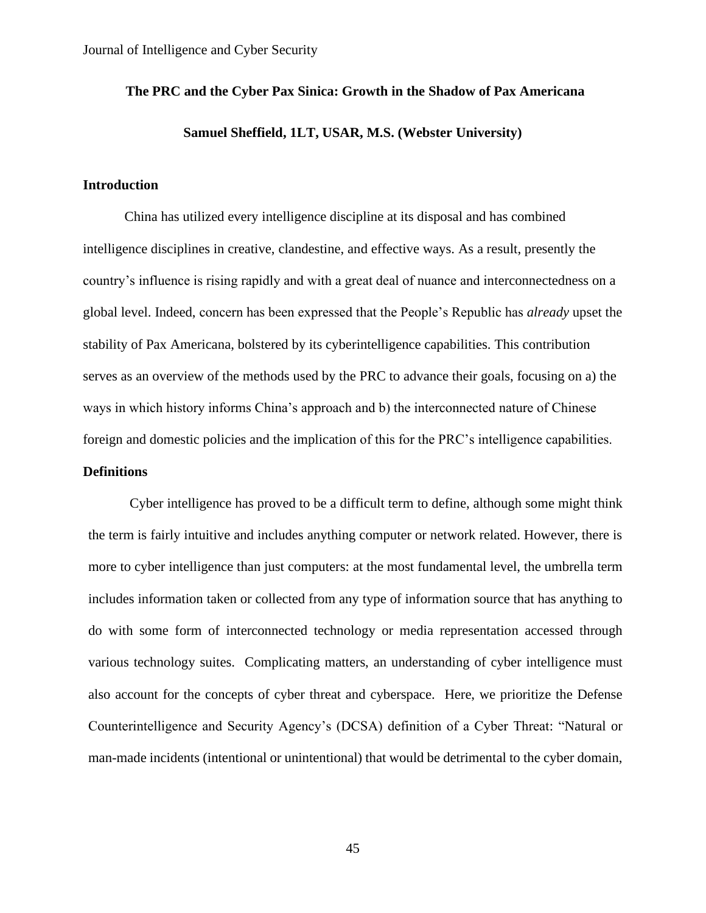# The PRC and the Cyber Pax Sinica: Growth in the Shadow of Pax Americana

**Samuel Sheffield, 1LT, USAR, M.S. (Webster University)**

## Introduction

China has utilized every intelligence discipline at its disposal and has combined intelligence disciplines in creative, clandestine, and effective ways. As a result, presently the country's influence is rising rapidly and with a great deal of nuance and interconnectedness on a global level. Indeed, concern has been expressed that the People's Republic has *already* upset the stability of Pax Americana, bolstered by its cyberintelligence capabilities. This contribution serves as an overview of the methods used by the PRC to advance their goals, focusing on a) the ways in which history informs China's approach and b) the interconnected nature of Chinese foreign and domestic policies and the implication of this for the PRC's intelligence capabilities.

## Definitions

Cyber intelligence has proved to be a difficult term to define, although some might think the term is fairly intuitive and includes anything computer or network related. However, there is more to cyber intelligence than just computers: at the most fundamental level, the umbrella term includes information taken or collected from any type of information source that has anything to do with some form of interconnected technology or media representation accessed through various technology suites. Complicating matters, an understanding of cyber intelligence must also account for the concepts of cyber threat and cyberspace. Here, we prioritize the Defense Counterintelligence and Security Agency's (DCSA) definition of a Cyber Threat: "Natural or man-made incidents (intentional or unintentional) that would be detrimental to the cyber domain,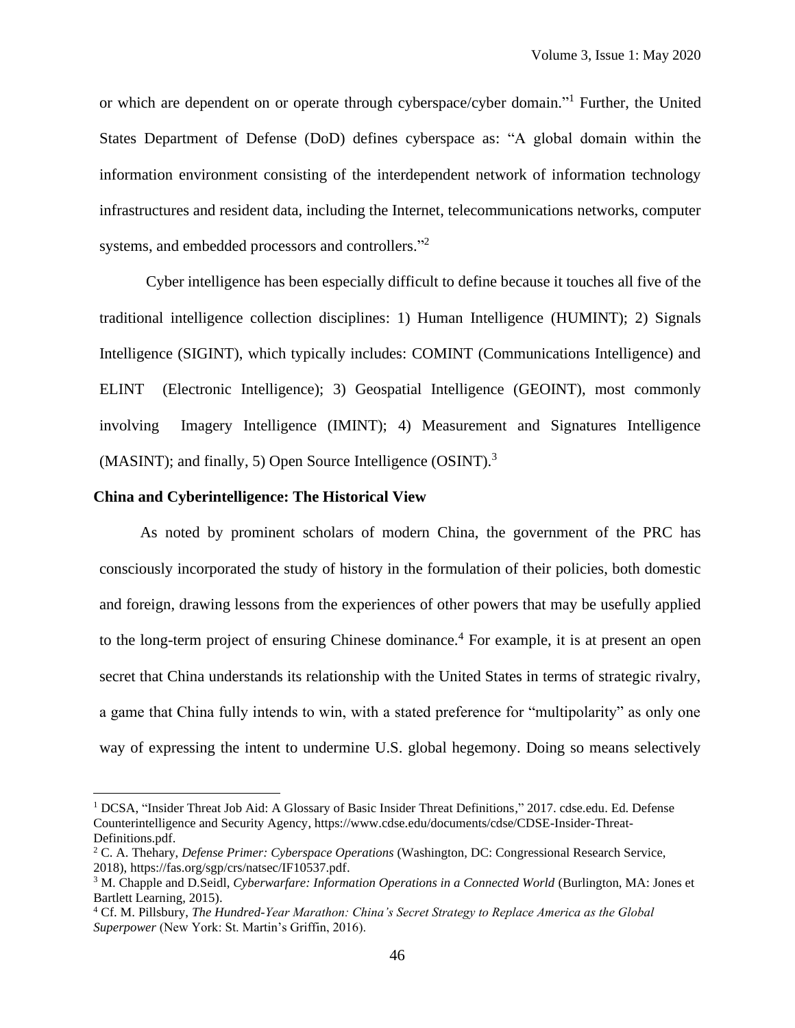or which are dependent on or operate through cyberspace/cyber domain."[1] Further, the United States Department of Defense (DoD) defines cyberspace as: "A global domain within the information environment consisting of the interdependent network of information technology infrastructures and resident data, including the Internet, telecommunications networks, computer systems, and embedded processors and controllers."[2]

Cyber intelligence has been especially difficult to define because it touches all five of the traditional intelligence collection disciplines: 1) Human Intelligence (HUMINT); 2) Signals Intelligence (SIGINT), which typically includes: COMINT (Communications Intelligence) and ELINT (Electronic Intelligence); 3) Geospatial Intelligence (GEOINT), most commonly involving Imagery Intelligence (IMINT); 4) Measurement and Signatures Intelligence (MASINT); and finally, 5) Open Source Intelligence (OSINT).[3]

## China and Cyberintelligence: The Historical View

As noted by prominent scholars of modern China, the government of the PRC has consciously incorporated the study of history in the formulation of their policies, both domestic and foreign, drawing lessons from the experiences of other powers that may be usefully applied to the long-term project of ensuring Chinese dominance.[4] For example, it is at present an open secret that China understands its relationship with the United States in terms of strategic rivalry, a game that China fully intends to win, with a stated preference for "multipolarity" as only one way of expressing the intent to undermine U.S. global hegemony. Doing so means selectively

---

[1] DCSA, "Insider Threat Job Aid: A Glossary of Basic Insider Threat Definitions," 2017. cdse.edu. Ed. Defense Counterintelligence and Security Agency, https://www.cdse.edu/documents/cdse/CDSE-Insider-Threat-Definitions.pdf.

[2] C. A. Thehary, *Defense Primer: Cyberspace Operations* (Washington, DC: Congressional Research Service, 2018), https://fas.org/sgp/crs/natsec/IF10537.pdf.

[3] M. Chapple and D.Seidl, *Cyberwarfare: Information Operations in a Connected World* (Burlington, MA: Jones et Bartlett Learning, 2015).

[4] Cf. M. Pillsbury, *The Hundred-Year Marathon: China's Secret Strategy to Replace America as the Global Superpower* (New York: St. Martin's Griffin, 2016).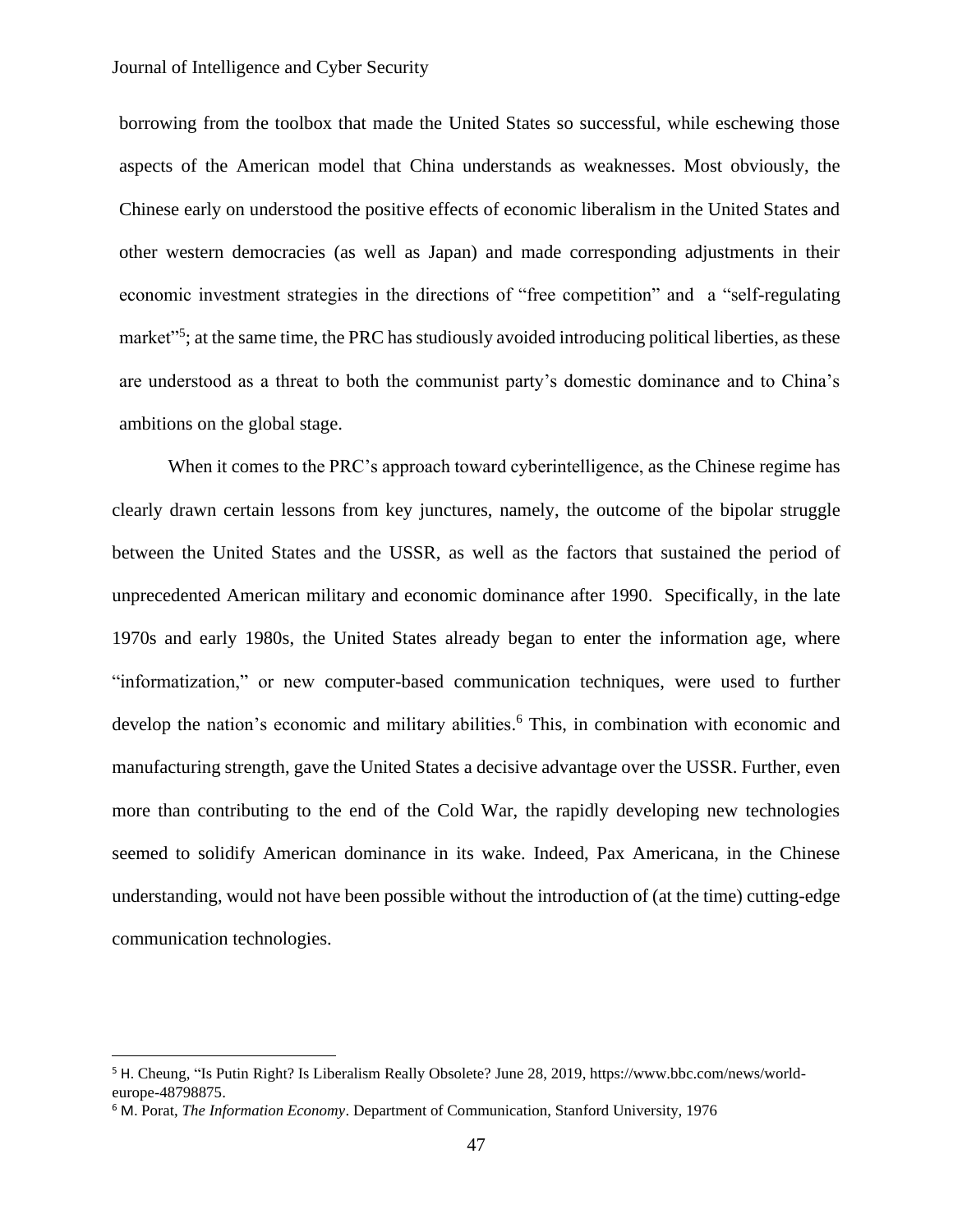borrowing from the toolbox that made the United States so successful, while eschewing those aspects of the American model that China understands as weaknesses. Most obviously, the Chinese early on understood the positive effects of economic liberalism in the United States and other western democracies (as well as Japan) and made corresponding adjustments in their economic investment strategies in the directions of "free competition" and a "self-regulating market"[5]; at the same time, the PRC has studiously avoided introducing political liberties, as these are understood as a threat to both the communist party's domestic dominance and to China's ambitions on the global stage.

When it comes to the PRC's approach toward cyberintelligence, as the Chinese regime has clearly drawn certain lessons from key junctures, namely, the outcome of the bipolar struggle between the United States and the USSR, as well as the factors that sustained the period of unprecedented American military and economic dominance after 1990. Specifically, in the late 1970s and early 1980s, the United States already began to enter the information age, where "informatization," or new computer-based communication techniques, were used to further develop the nation's economic and military abilities.[6] This, in combination with economic and manufacturing strength, gave the United States a decisive advantage over the USSR. Further, even more than contributing to the end of the Cold War, the rapidly developing new technologies seemed to solidify American dominance in its wake. Indeed, Pax Americana, in the Chinese understanding, would not have been possible without the introduction of (at the time) cutting-edge communication technologies.

---

[5] H. Cheung, "Is Putin Right? Is Liberalism Really Obsolete? June 28, 2019, https://www.bbc.com/news/world-europe-48798875.

[6] M. Porat, *The Information Economy*. Department of Communication, Stanford University, 1976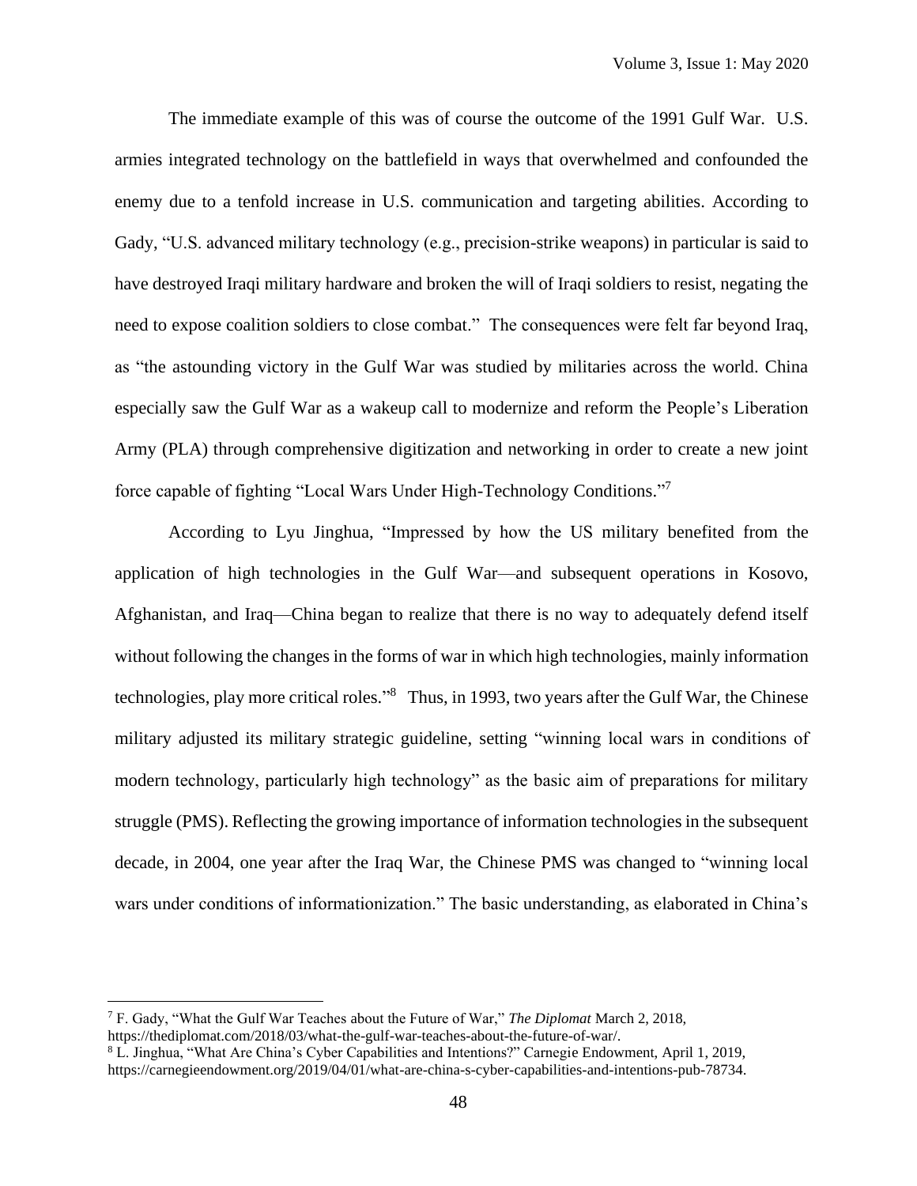The immediate example of this was of course the outcome of the 1991 Gulf War. U.S. armies integrated technology on the battlefield in ways that overwhelmed and confounded the enemy due to a tenfold increase in U.S. communication and targeting abilities. According to Gady, "U.S. advanced military technology (e.g., precision-strike weapons) in particular is said to have destroyed Iraqi military hardware and broken the will of Iraqi soldiers to resist, negating the need to expose coalition soldiers to close combat." The consequences were felt far beyond Iraq, as "the astounding victory in the Gulf War was studied by militaries across the world. China especially saw the Gulf War as a wakeup call to modernize and reform the People's Liberation Army (PLA) through comprehensive digitization and networking in order to create a new joint force capable of fighting "Local Wars Under High-Technology Conditions."[7]

According to Lyu Jinghua, "Impressed by how the US military benefited from the application of high technologies in the Gulf War—and subsequent operations in Kosovo, Afghanistan, and Iraq—China began to realize that there is no way to adequately defend itself without following the changes in the forms of war in which high technologies, mainly information technologies, play more critical roles."[8] Thus, in 1993, two years after the Gulf War, the Chinese military adjusted its military strategic guideline, setting "winning local wars in conditions of modern technology, particularly high technology" as the basic aim of preparations for military struggle (PMS). Reflecting the growing importance of information technologies in the subsequent decade, in 2004, one year after the Iraq War, the Chinese PMS was changed to "winning local wars under conditions of informationization." The basic understanding, as elaborated in China's

---

[7] F. Gady, "What the Gulf War Teaches about the Future of War," *The Diplomat* March 2, 2018, https://thediplomat.com/2018/03/what-the-gulf-war-teaches-about-the-future-of-war/.

[8] L. Jinghua, "What Are China's Cyber Capabilities and Intentions?" Carnegie Endowment, April 1, 2019, https://carnegieendowment.org/2019/04/01/what-are-china-s-cyber-capabilities-and-intentions-pub-78734.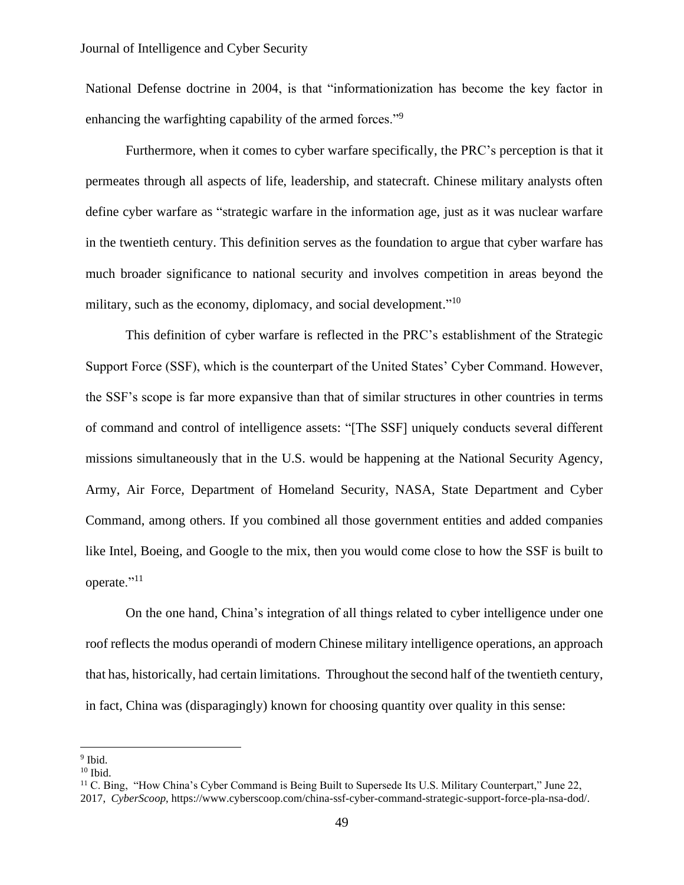National Defense doctrine in 2004, is that "informationization has become the key factor in enhancing the warfighting capability of the armed forces."[9]

Furthermore, when it comes to cyber warfare specifically, the PRC's perception is that it permeates through all aspects of life, leadership, and statecraft. Chinese military analysts often define cyber warfare as "strategic warfare in the information age, just as it was nuclear warfare in the twentieth century. This definition serves as the foundation to argue that cyber warfare has much broader significance to national security and involves competition in areas beyond the military, such as the economy, diplomacy, and social development."[10]

This definition of cyber warfare is reflected in the PRC's establishment of the Strategic Support Force (SSF), which is the counterpart of the United States' Cyber Command. However, the SSF's scope is far more expansive than that of similar structures in other countries in terms of command and control of intelligence assets: "[The SSF] uniquely conducts several different missions simultaneously that in the U.S. would be happening at the National Security Agency, Army, Air Force, Department of Homeland Security, NASA, State Department and Cyber Command, among others. If you combined all those government entities and added companies like Intel, Boeing, and Google to the mix, then you would come close to how the SSF is built to operate."[11]

On the one hand, China's integration of all things related to cyber intelligence under one roof reflects the modus operandi of modern Chinese military intelligence operations, an approach that has, historically, had certain limitations. Throughout the second half of the twentieth century, in fact, China was (disparagingly) known for choosing quantity over quality in this sense:

---

[9] Ibid.

[10] Ibid.

[11] C. Bing, "How China's Cyber Command is Being Built to Supersede Its U.S. Military Counterpart," June 22, 2017, *CyberScoop*, https://www.cyberscoop.com/china-ssf-cyber-command-strategic-support-force-pla-nsa-dod/.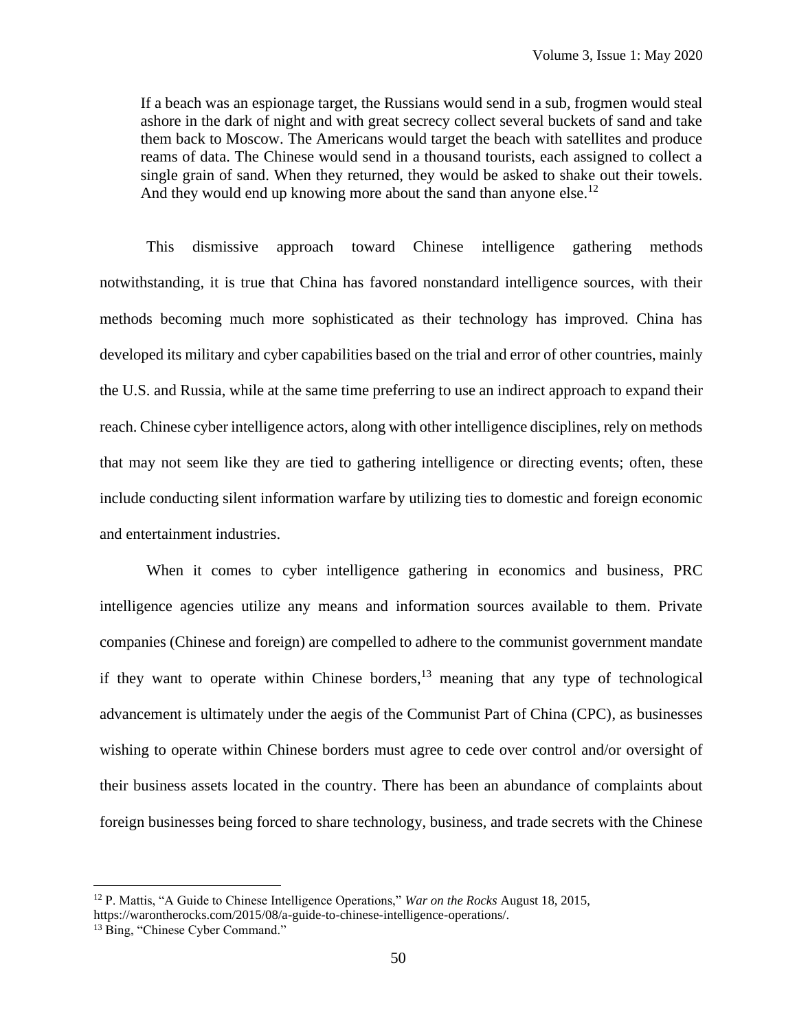> If a beach was an espionage target, the Russians would send in a sub, frogmen would steal ashore in the dark of night and with great secrecy collect several buckets of sand and take them back to Moscow. The Americans would target the beach with satellites and produce reams of data. The Chinese would send in a thousand tourists, each assigned to collect a single grain of sand. When they returned, they would be asked to shake out their towels. And they would end up knowing more about the sand than anyone else.[12]

This dismissive approach toward Chinese intelligence gathering methods notwithstanding, it is true that China has favored nonstandard intelligence sources, with their methods becoming much more sophisticated as their technology has improved. China has developed its military and cyber capabilities based on the trial and error of other countries, mainly the U.S. and Russia, while at the same time preferring to use an indirect approach to expand their reach. Chinese cyber intelligence actors, along with other intelligence disciplines, rely on methods that may not seem like they are tied to gathering intelligence or directing events; often, these include conducting silent information warfare by utilizing ties to domestic and foreign economic and entertainment industries.

When it comes to cyber intelligence gathering in economics and business, PRC intelligence agencies utilize any means and information sources available to them. Private companies (Chinese and foreign) are compelled to adhere to the communist government mandate if they want to operate within Chinese borders,[13] meaning that any type of technological advancement is ultimately under the aegis of the Communist Part of China (CPC), as businesses wishing to operate within Chinese borders must agree to cede over control and/or oversight of their business assets located in the country. There has been an abundance of complaints about foreign businesses being forced to share technology, business, and trade secrets with the Chinese

---

[12] P. Mattis, "A Guide to Chinese Intelligence Operations," *War on the Rocks* August 18, 2015, https://warontherocks.com/2015/08/a-guide-to-chinese-intelligence-operations/.

[13] Bing, "Chinese Cyber Command."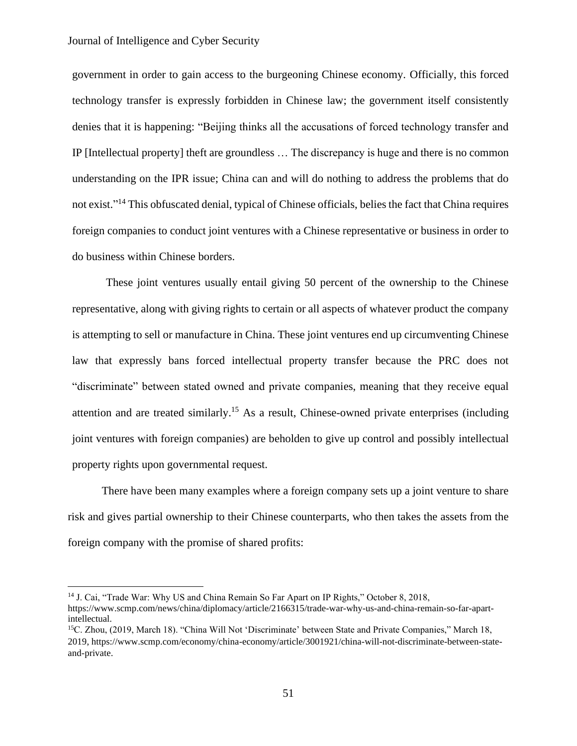government in order to gain access to the burgeoning Chinese economy. Officially, this forced technology transfer is expressly forbidden in Chinese law; the government itself consistently denies that it is happening: "Beijing thinks all the accusations of forced technology transfer and IP [Intellectual property] theft are groundless … The discrepancy is huge and there is no common understanding on the IPR issue; China can and will do nothing to address the problems that do not exist."[14] This obfuscated denial, typical of Chinese officials, belies the fact that China requires foreign companies to conduct joint ventures with a Chinese representative or business in order to do business within Chinese borders.

These joint ventures usually entail giving 50 percent of the ownership to the Chinese representative, along with giving rights to certain or all aspects of whatever product the company is attempting to sell or manufacture in China. These joint ventures end up circumventing Chinese law that expressly bans forced intellectual property transfer because the PRC does not "discriminate" between stated owned and private companies, meaning that they receive equal attention and are treated similarly.[15] As a result, Chinese-owned private enterprises (including joint ventures with foreign companies) are beholden to give up control and possibly intellectual property rights upon governmental request.

There have been many examples where a foreign company sets up a joint venture to share risk and gives partial ownership to their Chinese counterparts, who then takes the assets from the foreign company with the promise of shared profits:

---

[14] J. Cai, "Trade War: Why US and China Remain So Far Apart on IP Rights," October 8, 2018, https://www.scmp.com/news/china/diplomacy/article/2166315/trade-war-why-us-and-china-remain-so-far-apart-intellectual.

[15] C. Zhou, (2019, March 18). "China Will Not 'Discriminate' between State and Private Companies," March 18, 2019, https://www.scmp.com/economy/china-economy/article/3001921/china-will-not-discriminate-between-state-and-private.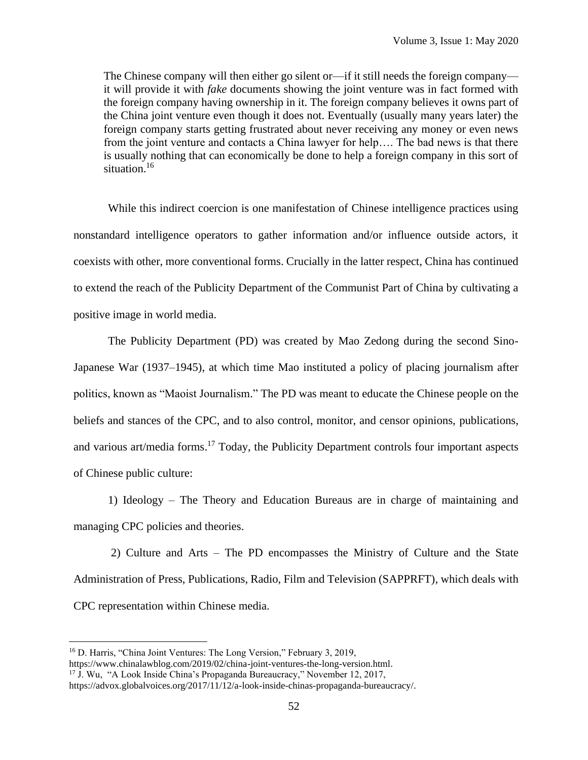> The Chinese company will then either go silent or—if it still needs the foreign company—it will provide it with *fake* documents showing the joint venture was in fact formed with the foreign company having ownership in it. The foreign company believes it owns part of the China joint venture even though it does not. Eventually (usually many years later) the foreign company starts getting frustrated about never receiving any money or even news from the joint venture and contacts a China lawyer for help…. The bad news is that there is usually nothing that can economically be done to help a foreign company in this sort of situation.[16]

While this indirect coercion is one manifestation of Chinese intelligence practices using nonstandard intelligence operators to gather information and/or influence outside actors, it coexists with other, more conventional forms. Crucially in the latter respect, China has continued to extend the reach of the Publicity Department of the Communist Part of China by cultivating a positive image in world media.

The Publicity Department (PD) was created by Mao Zedong during the second Sino-Japanese War (1937–1945), at which time Mao instituted a policy of placing journalism after politics, known as "Maoist Journalism." The PD was meant to educate the Chinese people on the beliefs and stances of the CPC, and to also control, monitor, and censor opinions, publications, and various art/media forms.[17] Today, the Publicity Department controls four important aspects of Chinese public culture:

1) Ideology – The Theory and Education Bureaus are in charge of maintaining and managing CPC policies and theories.

2) Culture and Arts – The PD encompasses the Ministry of Culture and the State Administration of Press, Publications, Radio, Film and Television (SAPPRFT), which deals with CPC representation within Chinese media.

---

[16] D. Harris, "China Joint Ventures: The Long Version," February 3, 2019, https://www.chinalawblog.com/2019/02/china-joint-ventures-the-long-version.html.

[17] J. Wu, "A Look Inside China's Propaganda Bureaucracy," November 12, 2017, https://advox.globalvoices.org/2017/11/12/a-look-inside-chinas-propaganda-bureaucracy/.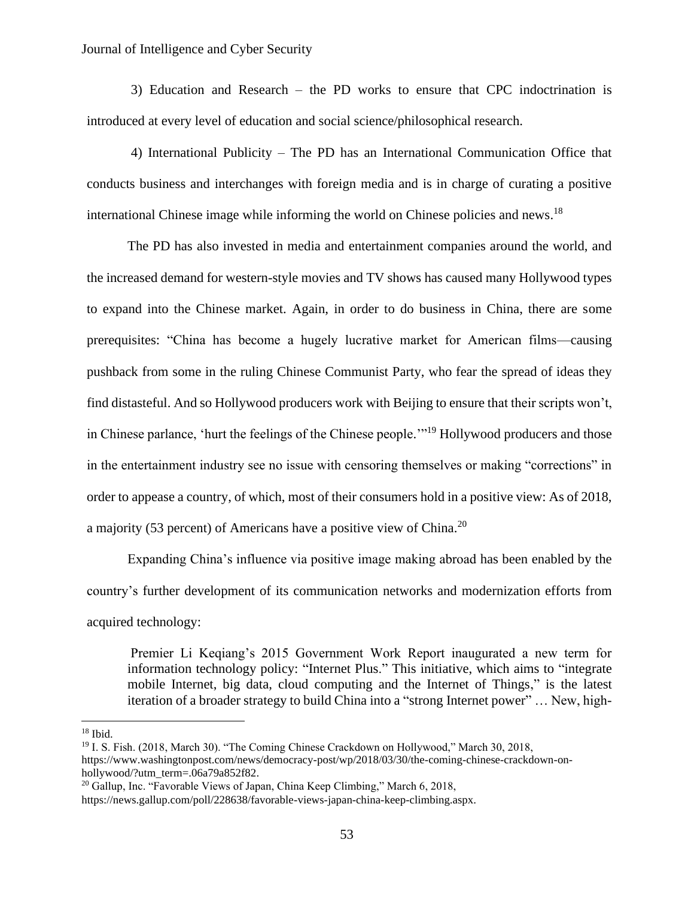3) Education and Research – the PD works to ensure that CPC indoctrination is introduced at every level of education and social science/philosophical research.

4) International Publicity – The PD has an International Communication Office that conducts business and interchanges with foreign media and is in charge of curating a positive international Chinese image while informing the world on Chinese policies and news.[18]

The PD has also invested in media and entertainment companies around the world, and the increased demand for western-style movies and TV shows has caused many Hollywood types to expand into the Chinese market. Again, in order to do business in China, there are some prerequisites: "China has become a hugely lucrative market for American films—causing pushback from some in the ruling Chinese Communist Party, who fear the spread of ideas they find distasteful. And so Hollywood producers work with Beijing to ensure that their scripts won't, in Chinese parlance, 'hurt the feelings of the Chinese people.'"[19] Hollywood producers and those in the entertainment industry see no issue with censoring themselves or making "corrections" in order to appease a country, of which, most of their consumers hold in a positive view: As of 2018, a majority (53 percent) of Americans have a positive view of China.[20]

Expanding China's influence via positive image making abroad has been enabled by the country's further development of its communication networks and modernization efforts from acquired technology:

> Premier Li Keqiang's 2015 Government Work Report inaugurated a new term for information technology policy: "Internet Plus." This initiative, which aims to "integrate mobile Internet, big data, cloud computing and the Internet of Things," is the latest iteration of a broader strategy to build China into a "strong Internet power" … New, high-

---

[18] Ibid.

[19] I. S. Fish. (2018, March 30). "The Coming Chinese Crackdown on Hollywood," March 30, 2018, https://www.washingtonpost.com/news/democracy-post/wp/2018/03/30/the-coming-chinese-crackdown-on-hollywood/?utm_term=.06a79a852f82.

[20] Gallup, Inc. "Favorable Views of Japan, China Keep Climbing," March 6, 2018, https://news.gallup.com/poll/228638/favorable-views-japan-china-keep-climbing.aspx.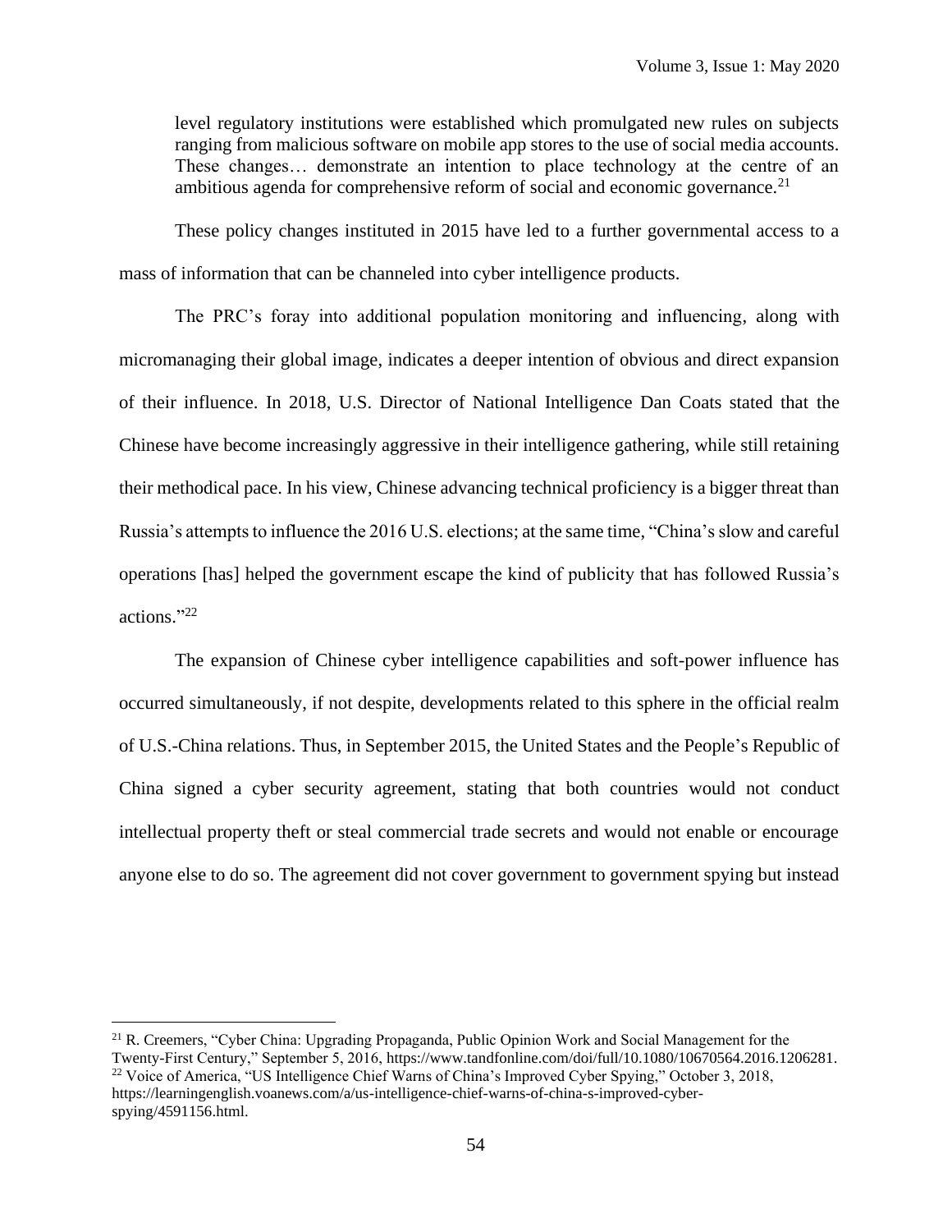> level regulatory institutions were established which promulgated new rules on subjects ranging from malicious software on mobile app stores to the use of social media accounts. These changes… demonstrate an intention to place technology at the centre of an ambitious agenda for comprehensive reform of social and economic governance.[21]

These policy changes instituted in 2015 have led to a further governmental access to a mass of information that can be channeled into cyber intelligence products.

The PRC's foray into additional population monitoring and influencing, along with micromanaging their global image, indicates a deeper intention of obvious and direct expansion of their influence. In 2018, U.S. Director of National Intelligence Dan Coats stated that the Chinese have become increasingly aggressive in their intelligence gathering, while still retaining their methodical pace. In his view, Chinese advancing technical proficiency is a bigger threat than Russia's attempts to influence the 2016 U.S. elections; at the same time, "China's slow and careful operations [has] helped the government escape the kind of publicity that has followed Russia's actions."[22]

The expansion of Chinese cyber intelligence capabilities and soft-power influence has occurred simultaneously, if not despite, developments related to this sphere in the official realm of U.S.-China relations. Thus, in September 2015, the United States and the People's Republic of China signed a cyber security agreement, stating that both countries would not conduct intellectual property theft or steal commercial trade secrets and would not enable or encourage anyone else to do so. The agreement did not cover government to government spying but instead

---

[21] R. Creemers, "Cyber China: Upgrading Propaganda, Public Opinion Work and Social Management for the Twenty-First Century," September 5, 2016, https://www.tandfonline.com/doi/full/10.1080/10670564.2016.1206281.

[22] Voice of America, "US Intelligence Chief Warns of China's Improved Cyber Spying," October 3, 2018, https://learningenglish.voanews.com/a/us-intelligence-chief-warns-of-china-s-improved-cyber-spying/4591156.html.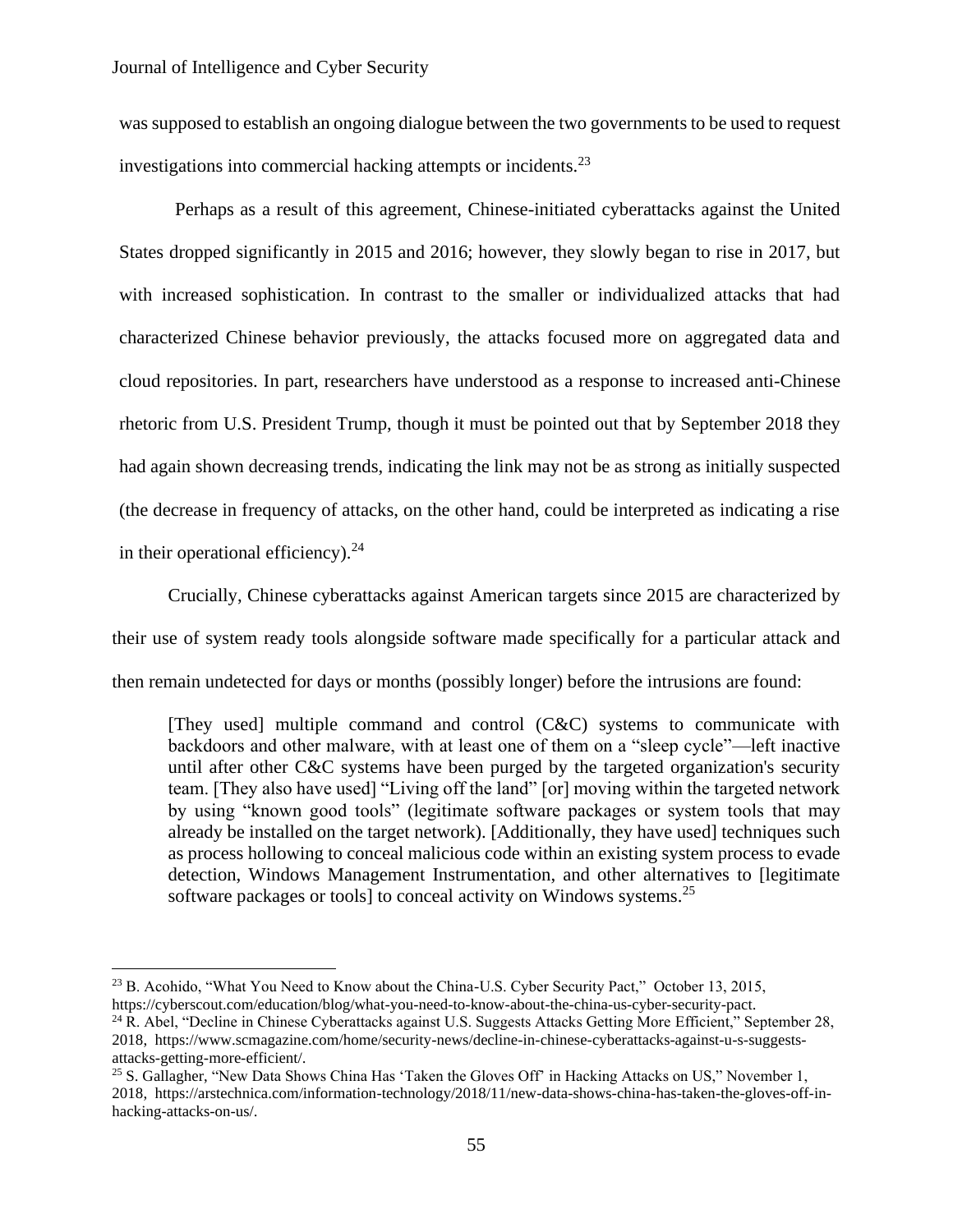was supposed to establish an ongoing dialogue between the two governments to be used to request investigations into commercial hacking attempts or incidents.[23]

Perhaps as a result of this agreement, Chinese-initiated cyberattacks against the United States dropped significantly in 2015 and 2016; however, they slowly began to rise in 2017, but with increased sophistication. In contrast to the smaller or individualized attacks that had characterized Chinese behavior previously, the attacks focused more on aggregated data and cloud repositories. In part, researchers have understood as a response to increased anti-Chinese rhetoric from U.S. President Trump, though it must be pointed out that by September 2018 they had again shown decreasing trends, indicating the link may not be as strong as initially suspected (the decrease in frequency of attacks, on the other hand, could be interpreted as indicating a rise in their operational efficiency).[24]

Crucially, Chinese cyberattacks against American targets since 2015 are characterized by their use of system ready tools alongside software made specifically for a particular attack and then remain undetected for days or months (possibly longer) before the intrusions are found:

> [They used] multiple command and control (C&C) systems to communicate with backdoors and other malware, with at least one of them on a "sleep cycle"—left inactive until after other C&C systems have been purged by the targeted organization's security team. [They also have used] "Living off the land" [or] moving within the targeted network by using "known good tools" (legitimate software packages or system tools that may already be installed on the target network). [Additionally, they have used] techniques such as process hollowing to conceal malicious code within an existing system process to evade detection, Windows Management Instrumentation, and other alternatives to [legitimate software packages or tools] to conceal activity on Windows systems.[25]

---

[23] B. Acohido, "What You Need to Know about the China-U.S. Cyber Security Pact," October 13, 2015, https://cyberscout.com/education/blog/what-you-need-to-know-about-the-china-us-cyber-security-pact.

[24] R. Abel, "Decline in Chinese Cyberattacks against U.S. Suggests Attacks Getting More Efficient," September 28, 2018, https://www.scmagazine.com/home/security-news/decline-in-chinese-cyberattacks-against-u-s-suggests-attacks-getting-more-efficient/.

[25] S. Gallagher, "New Data Shows China Has 'Taken the Gloves Off' in Hacking Attacks on US," November 1, 2018, https://arstechnica.com/information-technology/2018/11/new-data-shows-china-has-taken-the-gloves-off-in-hacking-attacks-on-us/.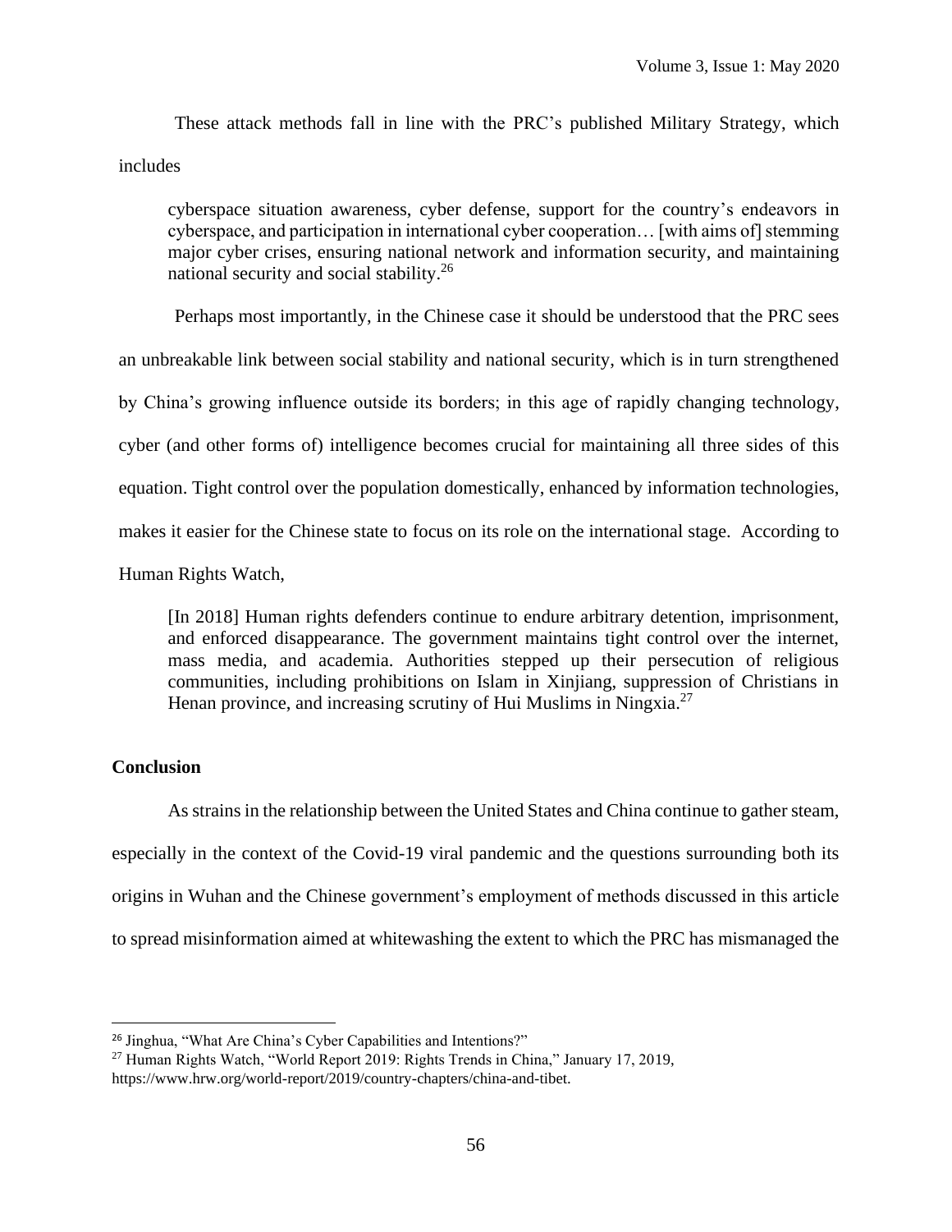These attack methods fall in line with the PRC's published Military Strategy, which includes

> cyberspace situation awareness, cyber defense, support for the country's endeavors in cyberspace, and participation in international cyber cooperation… [with aims of] stemming major cyber crises, ensuring national network and information security, and maintaining national security and social stability.[26]

Perhaps most importantly, in the Chinese case it should be understood that the PRC sees an unbreakable link between social stability and national security, which is in turn strengthened by China's growing influence outside its borders; in this age of rapidly changing technology, cyber (and other forms of) intelligence becomes crucial for maintaining all three sides of this equation. Tight control over the population domestically, enhanced by information technologies, makes it easier for the Chinese state to focus on its role on the international stage. According to Human Rights Watch,

> [In 2018] Human rights defenders continue to endure arbitrary detention, imprisonment, and enforced disappearance. The government maintains tight control over the internet, mass media, and academia. Authorities stepped up their persecution of religious communities, including prohibitions on Islam in Xinjiang, suppression of Christians in Henan province, and increasing scrutiny of Hui Muslims in Ningxia.[27]

## Conclusion

As strains in the relationship between the United States and China continue to gather steam, especially in the context of the Covid-19 viral pandemic and the questions surrounding both its origins in Wuhan and the Chinese government's employment of methods discussed in this article to spread misinformation aimed at whitewashing the extent to which the PRC has mismanaged the

---

[26] Jinghua, "What Are China's Cyber Capabilities and Intentions?"

[27] Human Rights Watch, "World Report 2019: Rights Trends in China," January 17, 2019, https://www.hrw.org/world-report/2019/country-chapters/china-and-tibet.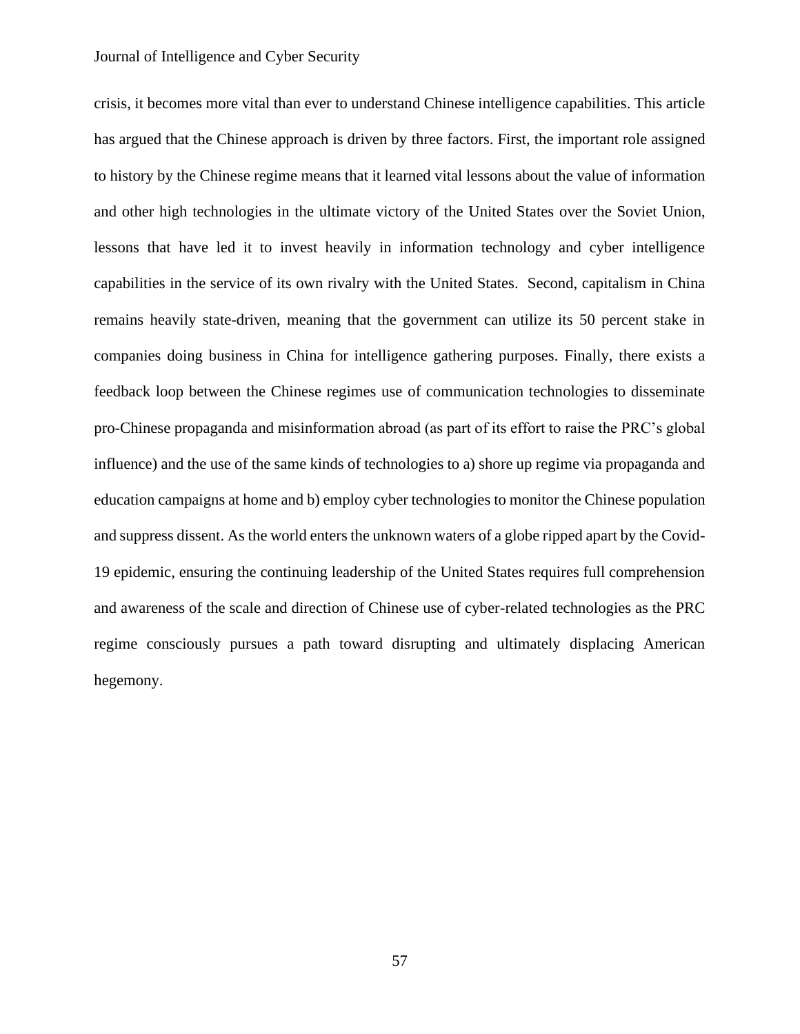crisis, it becomes more vital than ever to understand Chinese intelligence capabilities. This article has argued that the Chinese approach is driven by three factors. First, the important role assigned to history by the Chinese regime means that it learned vital lessons about the value of information and other high technologies in the ultimate victory of the United States over the Soviet Union, lessons that have led it to invest heavily in information technology and cyber intelligence capabilities in the service of its own rivalry with the United States. Second, capitalism in China remains heavily state-driven, meaning that the government can utilize its 50 percent stake in companies doing business in China for intelligence gathering purposes. Finally, there exists a feedback loop between the Chinese regimes use of communication technologies to disseminate pro-Chinese propaganda and misinformation abroad (as part of its effort to raise the PRC's global influence) and the use of the same kinds of technologies to a) shore up regime via propaganda and education campaigns at home and b) employ cyber technologies to monitor the Chinese population and suppress dissent. As the world enters the unknown waters of a globe ripped apart by the Covid-19 epidemic, ensuring the continuing leadership of the United States requires full comprehension and awareness of the scale and direction of Chinese use of cyber-related technologies as the PRC regime consciously pursues a path toward disrupting and ultimately displacing American hegemony.